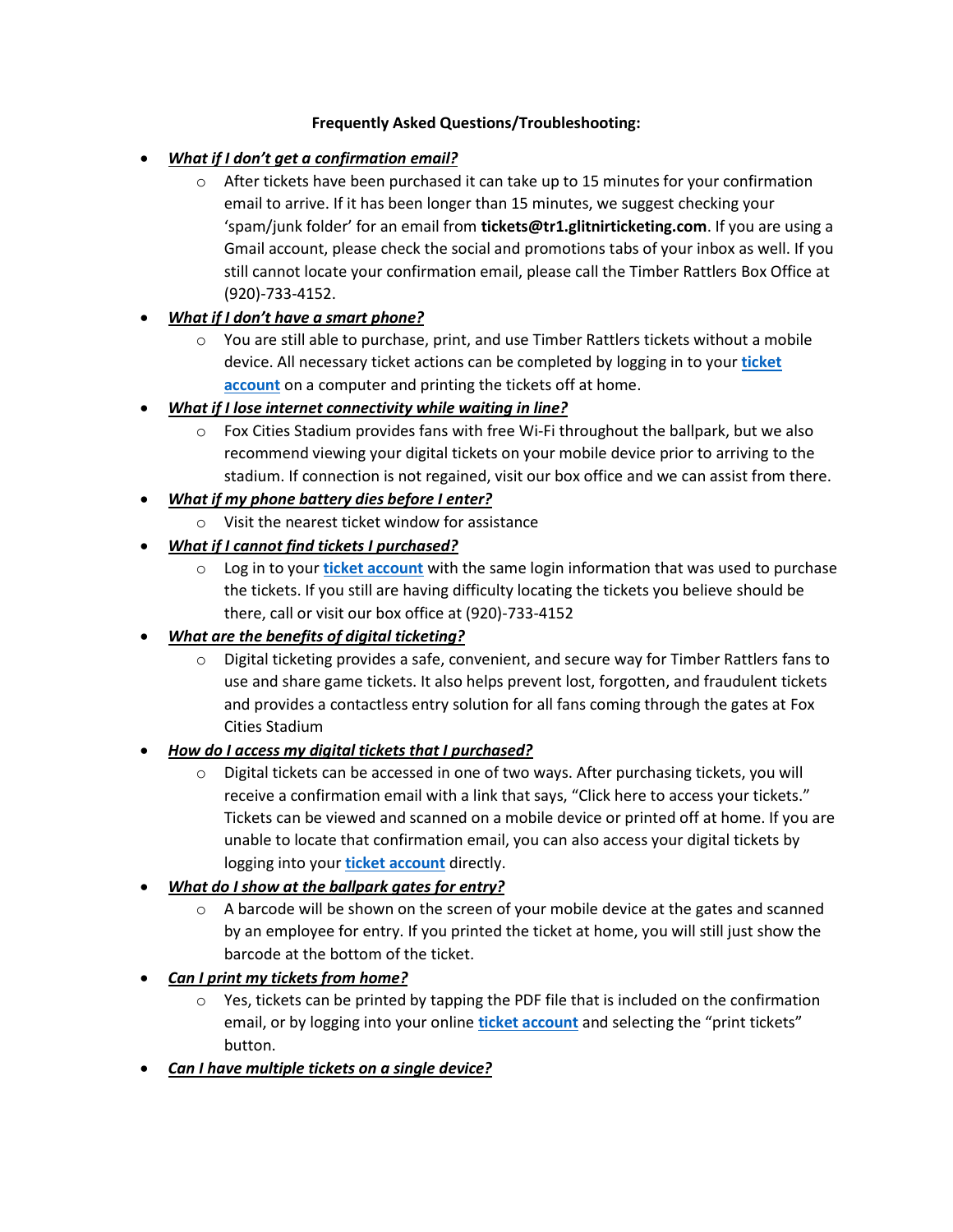**Frequently Asked Questions/Troubleshooting:**

- ***What if I don't get a confirmation email?***
  - After tickets have been purchased it can take up to 15 minutes for your confirmation email to arrive. If it has been longer than 15 minutes, we suggest checking your 'spam/junk folder' for an email from **tickets@tr1.glitnirticketing.com**. If you are using a Gmail account, please check the social and promotions tabs of your inbox as well. If you still cannot locate your confirmation email, please call the Timber Rattlers Box Office at (920)-733-4152.
- ***What if I don't have a smart phone?***
  - You are still able to purchase, print, and use Timber Rattlers tickets without a mobile device. All necessary ticket actions can be completed by logging in to your **ticket account** on a computer and printing the tickets off at home.
- ***What if I lose internet connectivity while waiting in line?***
  - Fox Cities Stadium provides fans with free Wi-Fi throughout the ballpark, but we also recommend viewing your digital tickets on your mobile device prior to arriving to the stadium. If connection is not regained, visit our box office and we can assist from there.
- ***What if my phone battery dies before I enter?***
  - Visit the nearest ticket window for assistance
- ***What if I cannot find tickets I purchased?***
  - Log in to your **ticket account** with the same login information that was used to purchase the tickets. If you still are having difficulty locating the tickets you believe should be there, call or visit our box office at (920)-733-4152
- ***What are the benefits of digital ticketing?***
  - Digital ticketing provides a safe, convenient, and secure way for Timber Rattlers fans to use and share game tickets. It also helps prevent lost, forgotten, and fraudulent tickets and provides a contactless entry solution for all fans coming through the gates at Fox Cities Stadium
- ***How do I access my digital tickets that I purchased?***
  - Digital tickets can be accessed in one of two ways. After purchasing tickets, you will receive a confirmation email with a link that says, "Click here to access your tickets." Tickets can be viewed and scanned on a mobile device or printed off at home. If you are unable to locate that confirmation email, you can also access your digital tickets by logging into your **ticket account** directly.
- ***What do I show at the ballpark gates for entry?***
  - A barcode will be shown on the screen of your mobile device at the gates and scanned by an employee for entry. If you printed the ticket at home, you will still just show the barcode at the bottom of the ticket.
- ***Can I print my tickets from home?***
  - Yes, tickets can be printed by tapping the PDF file that is included on the confirmation email, or by logging into your online **ticket account** and selecting the "print tickets" button.
- ***Can I have multiple tickets on a single device?***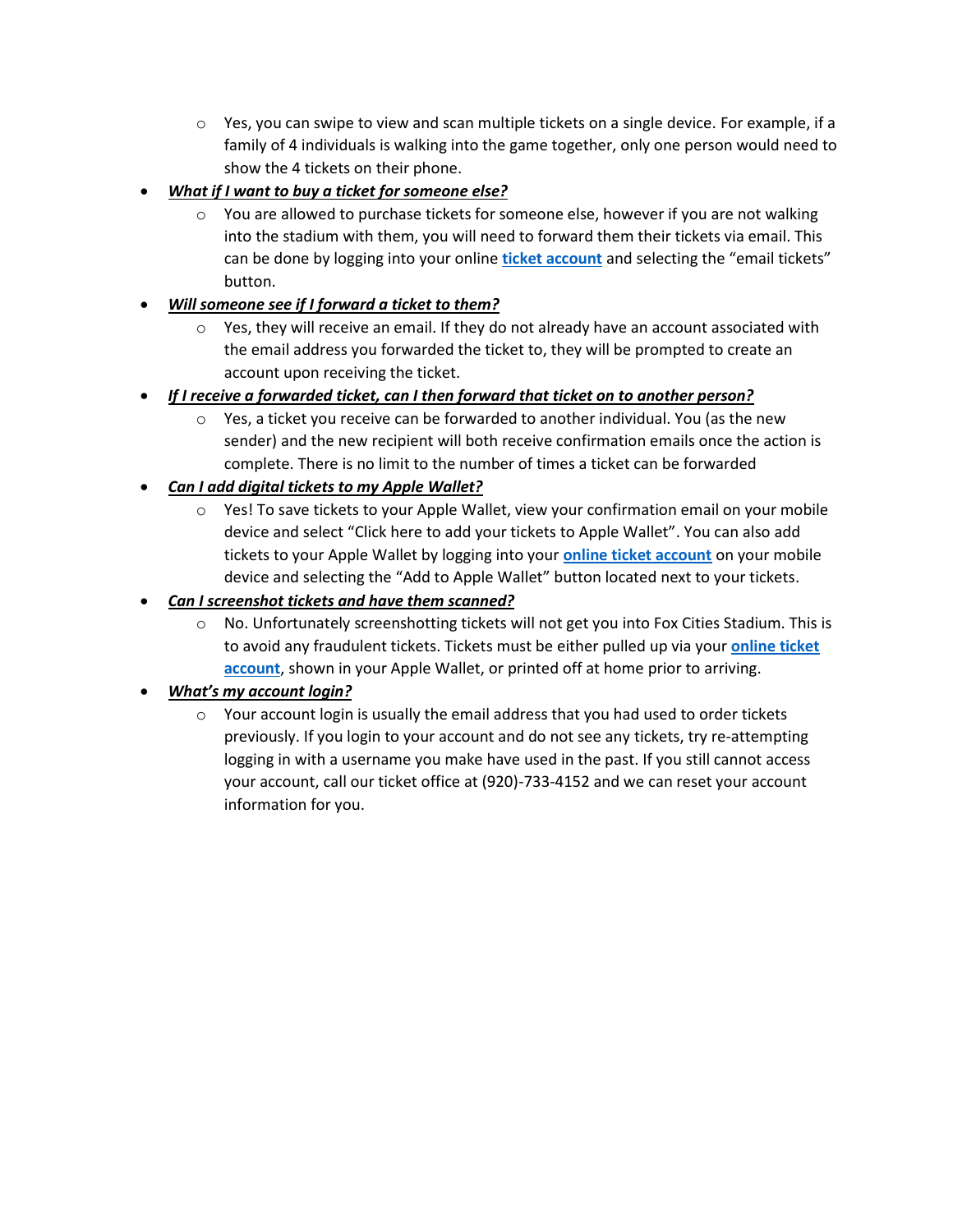- Yes, you can swipe to view and scan multiple tickets on a single device. For example, if a family of 4 individuals is walking into the game together, only one person would need to show the 4 tickets on their phone.

- ***What if I want to buy a ticket for someone else?***
    - You are allowed to purchase tickets for someone else, however if you are not walking into the stadium with them, you will need to forward them their tickets via email. This can be done by logging into your online **ticket account** and selecting the "email tickets" button.
- ***Will someone see if I forward a ticket to them?***
    - Yes, they will receive an email. If they do not already have an account associated with the email address you forwarded the ticket to, they will be prompted to create an account upon receiving the ticket.
- ***If I receive a forwarded ticket, can I then forward that ticket on to another person?***
    - Yes, a ticket you receive can be forwarded to another individual. You (as the new sender) and the new recipient will both receive confirmation emails once the action is complete. There is no limit to the number of times a ticket can be forwarded
- ***Can I add digital tickets to my Apple Wallet?***
    - Yes! To save tickets to your Apple Wallet, view your confirmation email on your mobile device and select "Click here to add your tickets to Apple Wallet". You can also add tickets to your Apple Wallet by logging into your **online ticket account** on your mobile device and selecting the "Add to Apple Wallet" button located next to your tickets.
- ***Can I screenshot tickets and have them scanned?***
    - No. Unfortunately screenshotting tickets will not get you into Fox Cities Stadium. This is to avoid any fraudulent tickets. Tickets must be either pulled up via your **online ticket account**, shown in your Apple Wallet, or printed off at home prior to arriving.
- ***What's my account login?***
    - Your account login is usually the email address that you had used to order tickets previously. If you login to your account and do not see any tickets, try re-attempting logging in with a username you make have used in the past. If you still cannot access your account, call our ticket office at (920)-733-4152 and we can reset your account information for you.